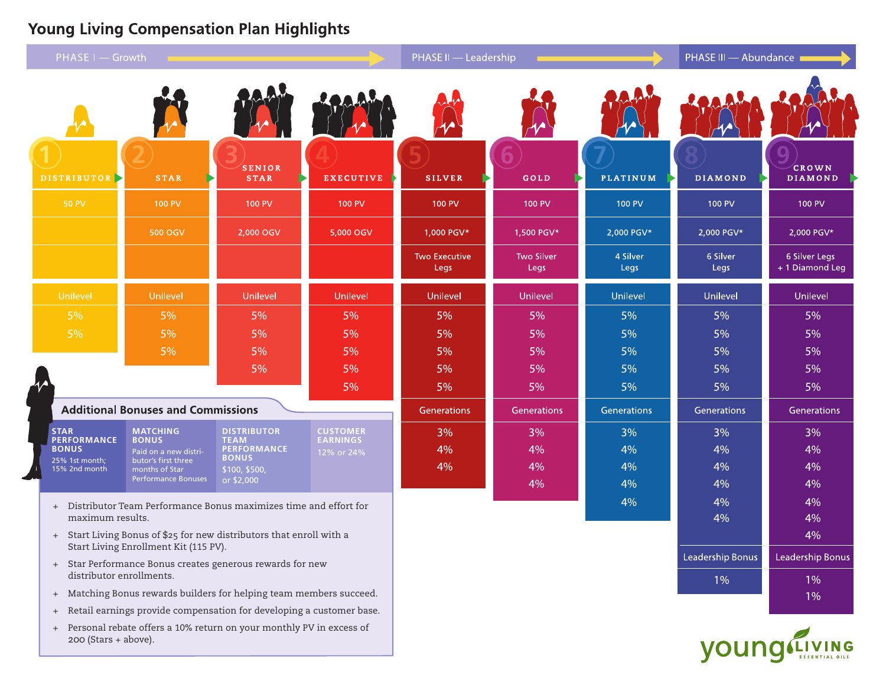# Young Living Compensation Plan Highlights

PHASE I — Growth | PHASE II — Leadership | PHASE III — Abundance

| | 1 Distributor | 2 Star | 3 Senior Star | 4 Executive | 5 Silver | 6 Gold | 7 Platinum | 8 Diamond | 9 Crown Diamond |
|---|---|---|---|---|---|---|---|---|---|
| Phase | Phase I — Growth | Phase I — Growth | Phase I — Growth | Phase I — Growth | Phase II — Leadership | Phase II — Leadership | Phase II — Leadership | Phase III — Abundance | Phase III — Abundance |
| PV | 50 PV | 100 PV | 100 PV | 100 PV | 100 PV | 100 PV | 100 PV | 100 PV | 100 PV |
| Volume | | 500 OGV | 2,000 OGV | 5,000 OGV | 1,000 PGV* | 1,500 PGV* | 2,000 PGV* | 2,000 PGV* | 2,000 PGV* |
| Legs | | | | | Two Executive Legs | Two Silver Legs | 4 Silver Legs | 6 Silver Legs | 6 Silver Legs + 1 Diamond Leg |
| **Unilevel** | | | | | | | | | |
| Level 1 | 5% | 5% | 5% | 5% | 5% | 5% | 5% | 5% | 5% |
| Level 2 | 5% | 5% | 5% | 5% | 5% | 5% | 5% | 5% | 5% |
| Level 3 | | 5% | 5% | 5% | 5% | 5% | 5% | 5% | 5% |
| Level 4 | | | 5% | 5% | 5% | 5% | 5% | 5% | 5% |
| Level 5 | | | | 5% | 5% | 5% | 5% | 5% | 5% |
| **Generations** | | | | | | | | | |
| Gen 1 | | | | | 3% | 3% | 3% | 3% | 3% |
| Gen 2 | | | | | 4% | 4% | 4% | 4% | 4% |
| Gen 3 | | | | | 4% | 4% | 4% | 4% | 4% |
| Gen 4 | | | | | | 4% | 4% | 4% | 4% |
| Gen 5 | | | | | | | 4% | 4% | 4% |
| Gen 6 | | | | | | | | 4% | 4% |
| Gen 7 | | | | | | | | | 4% |
| **Leadership Bonus** | | | | | | | | | |
| Level 1 | | | | | | | | 1% | 1% |
| Level 2 | | | | | | | | | 1% |

## Additional Bonuses and Commissions

| Star Performance Bonus | Matching Bonus | Distributor Team Performance Bonus | Customer Earnings |
|---|---|---|---|
| 25% 1st month; 15% 2nd month | Paid on a new distributor's first three months of Star Performance Bonuses | $100, $500, or $2,000 | 12% or 24% |

- Distributor Team Performance Bonus maximizes time and effort for maximum results.
- Start Living Bonus of $25 for new distributors that enroll with a Start Living Enrollment Kit (115 PV).
- Star Performance Bonus creates generous rewards for new distributor enrollments.
- Matching Bonus rewards builders for helping team members succeed.
- Retail earnings provide compensation for developing a customer base.
- Personal rebate offers a 10% return on your monthly PV in excess of 200 (Stars + above).

young living ESSENTIAL OILS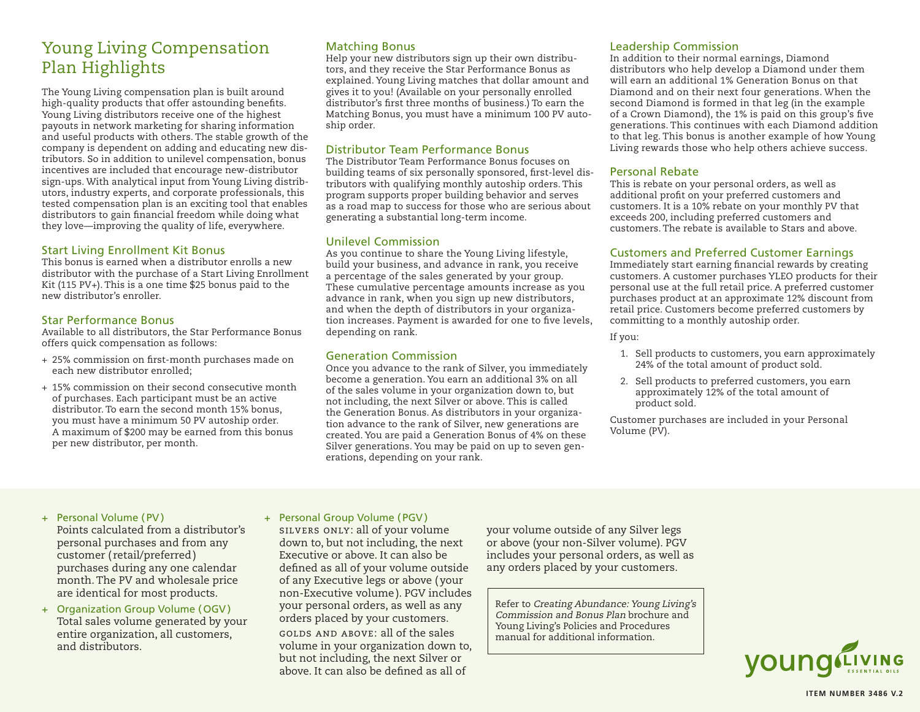# Young Living Compensation Plan Highlights

The Young Living compensation plan is built around high-quality products that offer astounding benefits. Young Living distributors receive one of the highest payouts in network marketing for sharing information and useful products with others. The stable growth of the company is dependent on adding and educating new distributors. So in addition to unilevel compensation, bonus incentives are included that encourage new-distributor sign-ups. With analytical input from Young Living distributors, industry experts, and corporate professionals, this tested compensation plan is an exciting tool that enables distributors to gain financial freedom while doing what they love—improving the quality of life, everywhere.

## Start Living Enrollment Kit Bonus

This bonus is earned when a distributor enrolls a new distributor with the purchase of a Start Living Enrollment Kit (115 PV+). This is a one time $25 bonus paid to the new distributor's enroller.

## Star Performance Bonus

Available to all distributors, the Star Performance Bonus offers quick compensation as follows:

+ 25% commission on first-month purchases made on each new distributor enrolled;
+ 15% commission on their second consecutive month of purchases. Each participant must be an active distributor. To earn the second month 15% bonus, you must have a minimum 50 PV autoship order. A maximum of $200 may be earned from this bonus per new distributor, per month.

## Matching Bonus

Help your new distributors sign up their own distributors, and they receive the Star Performance Bonus as explained. Young Living matches that dollar amount and gives it to you! (Available on your personally enrolled distributor's first three months of business.) To earn the Matching Bonus, you must have a minimum 100 PV autoship order.

## Distributor Team Performance Bonus

The Distributor Team Performance Bonus focuses on building teams of six personally sponsored, first-level distributors with qualifying monthly autoship orders. This program supports proper building behavior and serves as a road map to success for those who are serious about generating a substantial long-term income.

## Unilevel Commission

As you continue to share the Young Living lifestyle, build your business, and advance in rank, you receive a percentage of the sales generated by your group. These cumulative percentage amounts increase as you advance in rank, when you sign up new distributors, and when the depth of distributors in your organization increases. Payment is awarded for one to five levels, depending on rank.

## Generation Commission

Once you advance to the rank of Silver, you immediately become a generation. You earn an additional 3% on all of the sales volume in your organization down to, but not including, the next Silver or above. This is called the Generation Bonus. As distributors in your organization advance to the rank of Silver, new generations are created. You are paid a Generation Bonus of 4% on these Silver generations. You may be paid on up to seven generations, depending on your rank.

## Leadership Commission

In addition to their normal earnings, Diamond distributors who help develop a Diamond under them will earn an additional 1% Generation Bonus on that Diamond and on their next four generations. When the second Diamond is formed in that leg (in the example of a Crown Diamond), the 1% is paid on this group's five generations. This continues with each Diamond addition to that leg. This bonus is another example of how Young Living rewards those who help others achieve success.

## Personal Rebate

This is rebate on your personal orders, as well as additional profit on your preferred customers and customers. It is a 10% rebate on your monthly PV that exceeds 200, including preferred customers and customers. The rebate is available to Stars and above.

## Customers and Preferred Customer Earnings

Immediately start earning financial rewards by creating customers. A customer purchases YLEO products for their personal use at the full retail price. A preferred customer purchases product at an approximate 12% discount from retail price. Customers become preferred customers by committing to a monthly autoship order.

If you:

1. Sell products to customers, you earn approximately 24% of the total amount of product sold.
2. Sell products to preferred customers, you earn approximately 12% of the total amount of product sold.

Customer purchases are included in your Personal Volume (PV).

+ **Personal Volume (PV)**
  Points calculated from a distributor's personal purchases and from any customer (retail/preferred) purchases during any one calendar month. The PV and wholesale price are identical for most products.
+ **Organization Group Volume (OGV)**
  Total sales volume generated by your entire organization, all customers, and distributors.
+ **Personal Group Volume (PGV)**
  SILVERS ONLY: all of your volume down to, but not including, the next Executive or above. It can also be defined as all of your volume outside of any Executive legs or above (your non-Executive volume). PGV includes your personal orders, as well as any orders placed by your customers.

  GOLDS AND ABOVE: all of the sales volume in your organization down to, but not including, the next Silver or above. It can also be defined as all of your volume outside of any Silver legs or above (your non-Silver volume). PGV includes your personal orders, as well as any orders placed by your customers.

Refer to *Creating Abundance: Young Living's Commission and Bonus Plan* brochure and Young Living's Policies and Procedures manual for additional information.

young LIVING ESSENTIAL OILS

ITEM NUMBER 3486 V.2